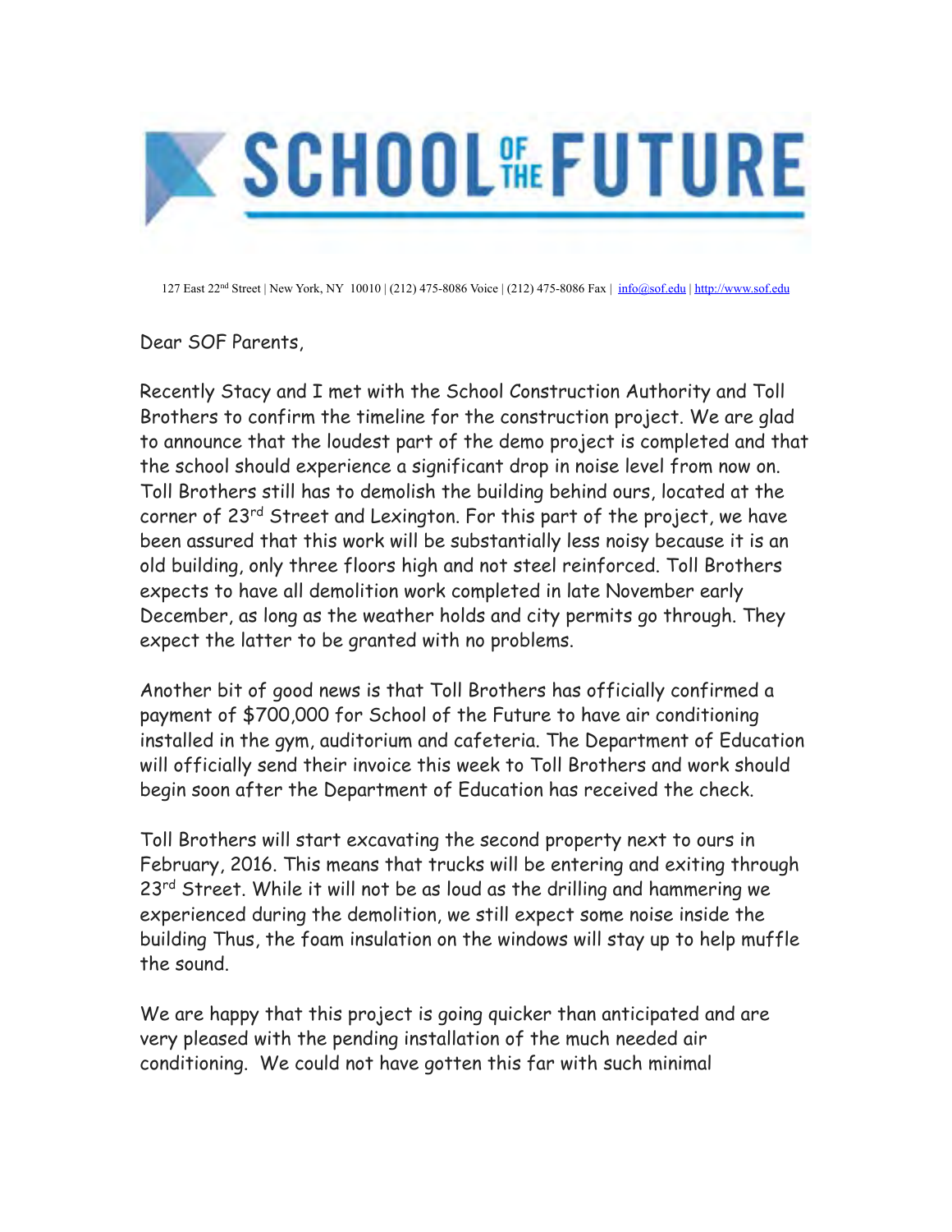# SCHOOL OF THE FUTURE

127 East 22nd Street | New York, NY 10010 | (212) 475-8086 Voice | (212) 475-8086 Fax | info@sof.edu | http://www.sof.edu

Dear SOF Parents,

Recently Stacy and I met with the School Construction Authority and Toll Brothers to confirm the timeline for the construction project. We are glad to announce that the loudest part of the demo project is completed and that the school should experience a significant drop in noise level from now on. Toll Brothers still has to demolish the building behind ours, located at the corner of 23rd Street and Lexington. For this part of the project, we have been assured that this work will be substantially less noisy because it is an old building, only three floors high and not steel reinforced. Toll Brothers expects to have all demolition work completed in late November early December, as long as the weather holds and city permits go through. They expect the latter to be granted with no problems.

Another bit of good news is that Toll Brothers has officially confirmed a payment of $700,000 for School of the Future to have air conditioning installed in the gym, auditorium and cafeteria. The Department of Education will officially send their invoice this week to Toll Brothers and work should begin soon after the Department of Education has received the check.

Toll Brothers will start excavating the second property next to ours in February, 2016. This means that trucks will be entering and exiting through 23rd Street. While it will not be as loud as the drilling and hammering we experienced during the demolition, we still expect some noise inside the building Thus, the foam insulation on the windows will stay up to help muffle the sound.

We are happy that this project is going quicker than anticipated and are very pleased with the pending installation of the much needed air conditioning. We could not have gotten this far with such minimal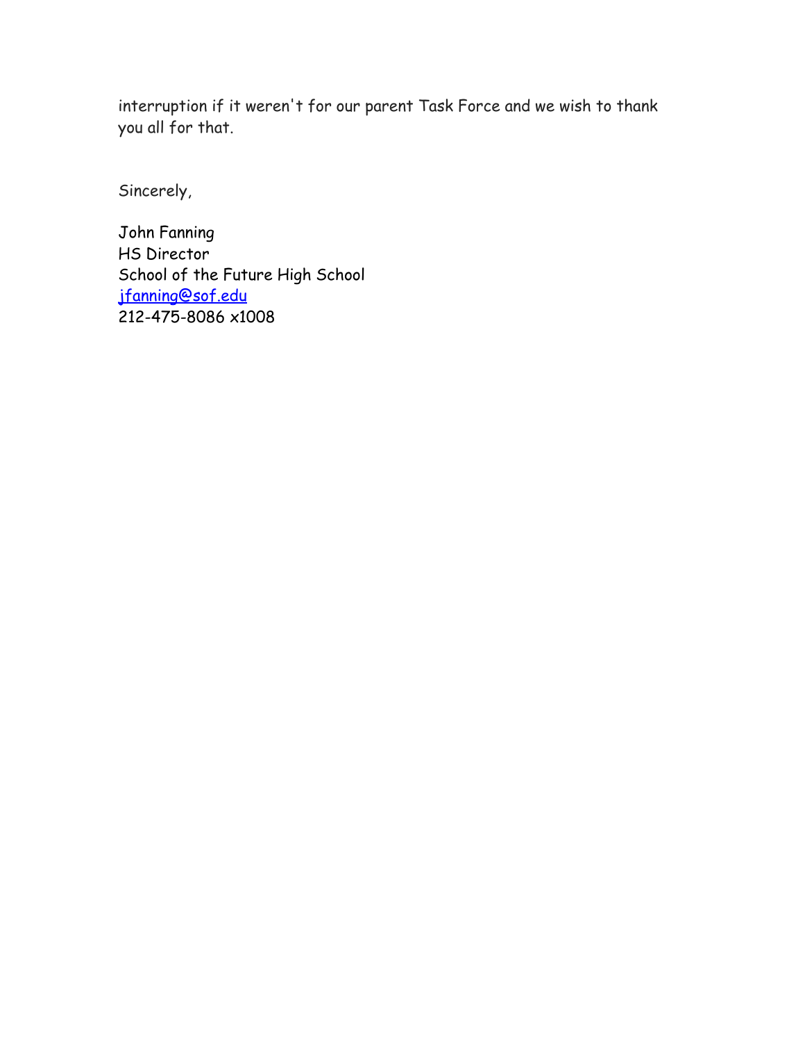interruption if it weren't for our parent Task Force and we wish to thank you all for that.

Sincerely,

John Fanning
HS Director
School of the Future High School
jfanning@sof.edu
212-475-8086 x1008